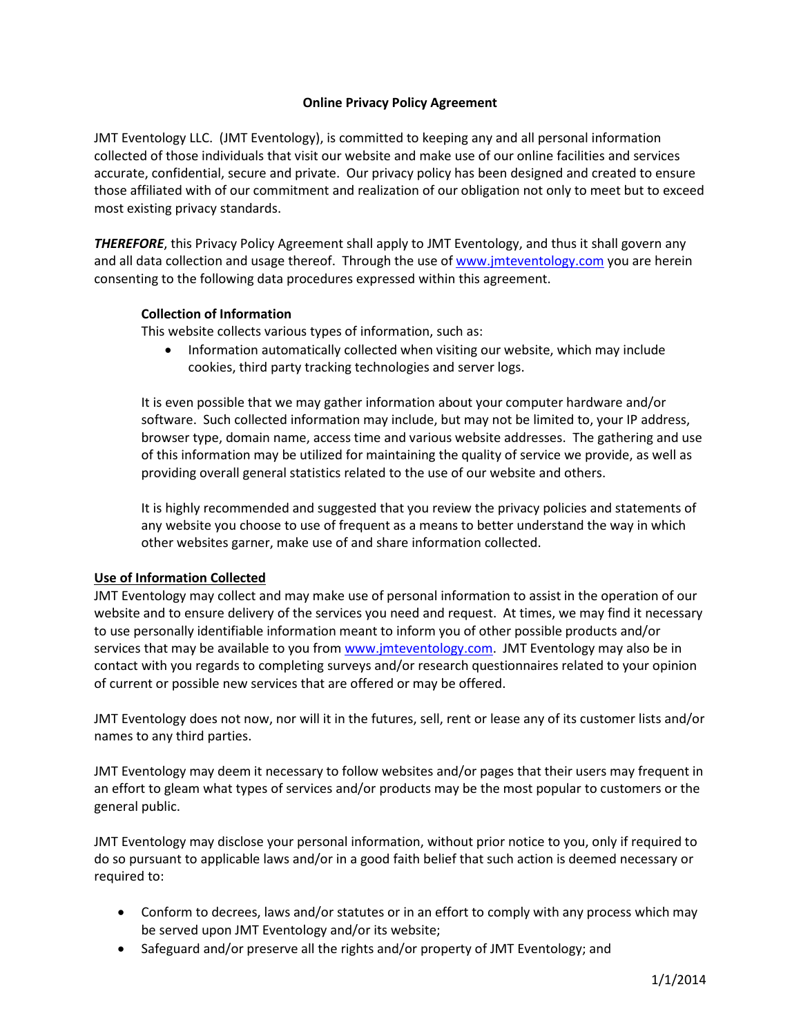# Online Privacy Policy Agreement

JMT Eventology LLC. (JMT Eventology), is committed to keeping any and all personal information collected of those individuals that visit our website and make use of our online facilities and services accurate, confidential, secure and private. Our privacy policy has been designed and created to ensure those affiliated with of our commitment and realization of our obligation not only to meet but to exceed most existing privacy standards.

***THEREFORE***, this Privacy Policy Agreement shall apply to JMT Eventology, and thus it shall govern any and all data collection and usage thereof. Through the use of www.jmteventology.com you are herein consenting to the following data procedures expressed within this agreement.

**Collection of Information**

This website collects various types of information, such as:

- Information automatically collected when visiting our website, which may include cookies, third party tracking technologies and server logs.

It is even possible that we may gather information about your computer hardware and/or software. Such collected information may include, but may not be limited to, your IP address, browser type, domain name, access time and various website addresses. The gathering and use of this information may be utilized for maintaining the quality of service we provide, as well as providing overall general statistics related to the use of our website and others.

It is highly recommended and suggested that you review the privacy policies and statements of any website you choose to use of frequent as a means to better understand the way in which other websites garner, make use of and share information collected.

**Use of Information Collected**

JMT Eventology may collect and may make use of personal information to assist in the operation of our website and to ensure delivery of the services you need and request. At times, we may find it necessary to use personally identifiable information meant to inform you of other possible products and/or services that may be available to you from www.jmteventology.com. JMT Eventology may also be in contact with you regards to completing surveys and/or research questionnaires related to your opinion of current or possible new services that are offered or may be offered.

JMT Eventology does not now, nor will it in the futures, sell, rent or lease any of its customer lists and/or names to any third parties.

JMT Eventology may deem it necessary to follow websites and/or pages that their users may frequent in an effort to gleam what types of services and/or products may be the most popular to customers or the general public.

JMT Eventology may disclose your personal information, without prior notice to you, only if required to do so pursuant to applicable laws and/or in a good faith belief that such action is deemed necessary or required to:

- Conform to decrees, laws and/or statutes or in an effort to comply with any process which may be served upon JMT Eventology and/or its website;
- Safeguard and/or preserve all the rights and/or property of JMT Eventology; and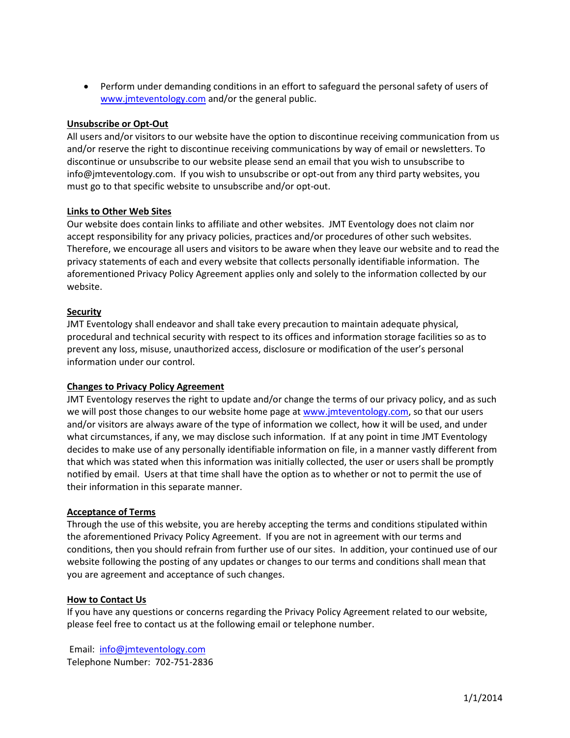- Perform under demanding conditions in an effort to safeguard the personal safety of users of www.jmteventology.com and/or the general public.

**Unsubscribe or Opt-Out**

All users and/or visitors to our website have the option to discontinue receiving communication from us and/or reserve the right to discontinue receiving communications by way of email or newsletters. To discontinue or unsubscribe to our website please send an email that you wish to unsubscribe to info@jmteventology.com. If you wish to unsubscribe or opt-out from any third party websites, you must go to that specific website to unsubscribe and/or opt-out.

**Links to Other Web Sites**

Our website does contain links to affiliate and other websites. JMT Eventology does not claim nor accept responsibility for any privacy policies, practices and/or procedures of other such websites. Therefore, we encourage all users and visitors to be aware when they leave our website and to read the privacy statements of each and every website that collects personally identifiable information. The aforementioned Privacy Policy Agreement applies only and solely to the information collected by our website.

**Security**

JMT Eventology shall endeavor and shall take every precaution to maintain adequate physical, procedural and technical security with respect to its offices and information storage facilities so as to prevent any loss, misuse, unauthorized access, disclosure or modification of the user's personal information under our control.

**Changes to Privacy Policy Agreement**

JMT Eventology reserves the right to update and/or change the terms of our privacy policy, and as such we will post those changes to our website home page at www.jmteventology.com, so that our users and/or visitors are always aware of the type of information we collect, how it will be used, and under what circumstances, if any, we may disclose such information. If at any point in time JMT Eventology decides to make use of any personally identifiable information on file, in a manner vastly different from that which was stated when this information was initially collected, the user or users shall be promptly notified by email. Users at that time shall have the option as to whether or not to permit the use of their information in this separate manner.

**Acceptance of Terms**

Through the use of this website, you are hereby accepting the terms and conditions stipulated within the aforementioned Privacy Policy Agreement. If you are not in agreement with our terms and conditions, then you should refrain from further use of our sites. In addition, your continued use of our website following the posting of any updates or changes to our terms and conditions shall mean that you are agreement and acceptance of such changes.

**How to Contact Us**

If you have any questions or concerns regarding the Privacy Policy Agreement related to our website, please feel free to contact us at the following email or telephone number.

Email: info@jmteventology.com
Telephone Number: 702-751-2836

1/1/2014